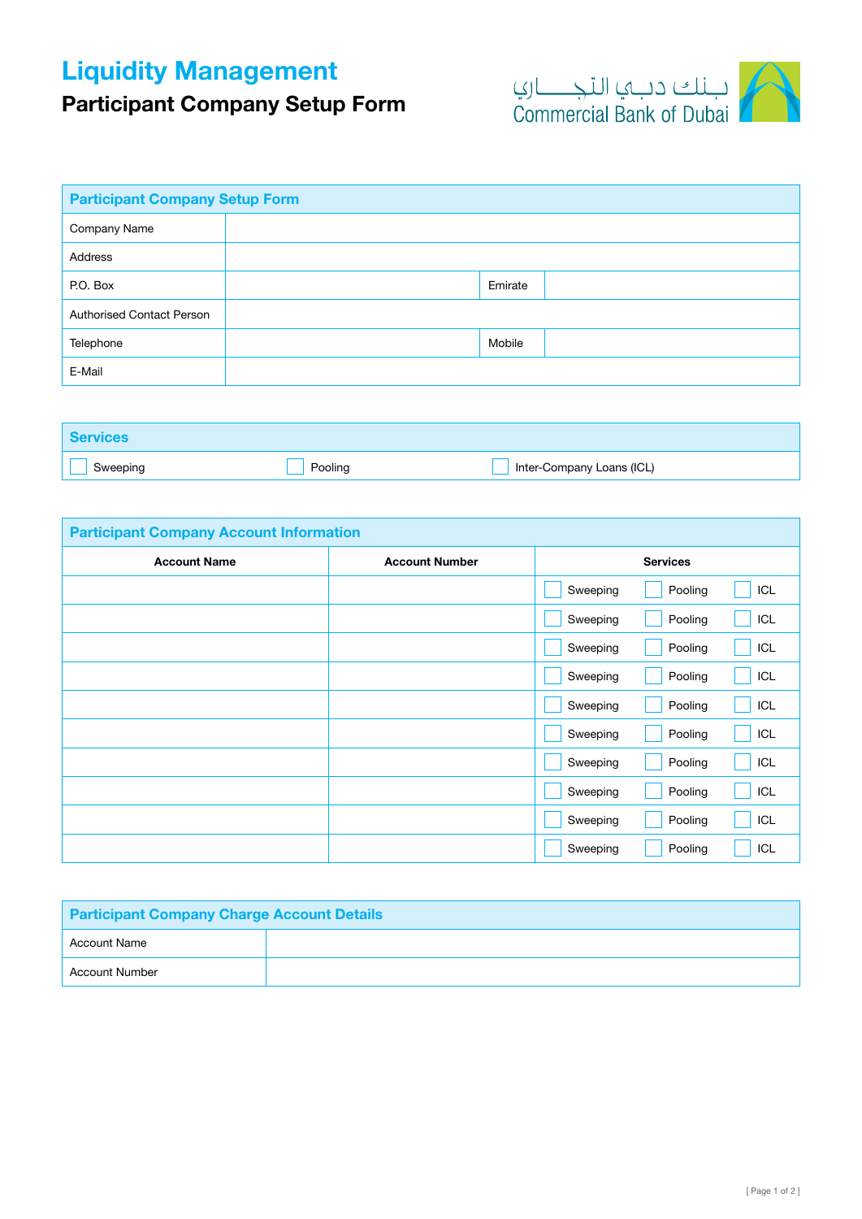# Liquidity Management

## Participant Company Setup Form

بـنك دبـي التجـــاري
Commercial Bank of Dubai

| Participant Company Setup Form | | | |
|---|---|---|---|
| Company Name | | | |
| Address | | | |
| P.O. Box | | Emirate | |
| Authorised Contact Person | | | |
| Telephone | | Mobile | |
| E-Mail | | | |

| Services | | |
|---|---|---|
| ☐ Sweeping | ☐ Pooling | ☐ Inter-Company Loans (ICL) |

| Participant Company Account Information | | | | |
|---|---|---|---|---|
| **Account Name** | **Account Number** | **Services** | | |
| | | ☐ Sweeping | ☐ Pooling | ☐ ICL |
| | | ☐ Sweeping | ☐ Pooling | ☐ ICL |
| | | ☐ Sweeping | ☐ Pooling | ☐ ICL |
| | | ☐ Sweeping | ☐ Pooling | ☐ ICL |
| | | ☐ Sweeping | ☐ Pooling | ☐ ICL |
| | | ☐ Sweeping | ☐ Pooling | ☐ ICL |
| | | ☐ Sweeping | ☐ Pooling | ☐ ICL |
| | | ☐ Sweeping | ☐ Pooling | ☐ ICL |
| | | ☐ Sweeping | ☐ Pooling | ☐ ICL |
| | | ☐ Sweeping | ☐ Pooling | ☐ ICL |

| Participant Company Charge Account Details | |
|---|---|
| Account Name | |
| Account Number | |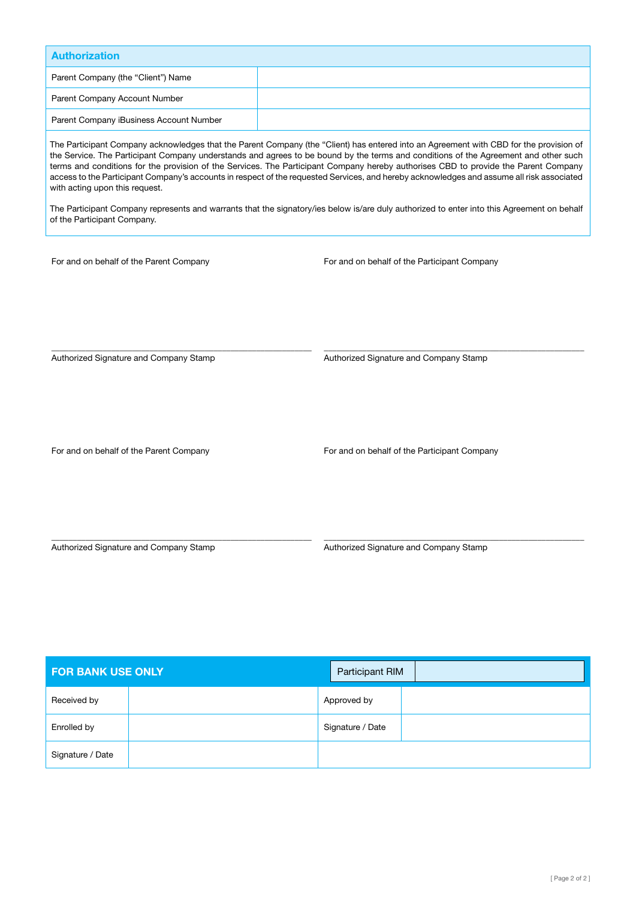## Authorization

| | |
|---|---|
| Parent Company (the "Client") Name | |
| Parent Company Account Number | |
| Parent Company iBusiness Account Number | |

The Participant Company acknowledges that the Parent Company (the "Client) has entered into an Agreement with CBD for the provision of the Service. The Participant Company understands and agrees to be bound by the terms and conditions of the Agreement and other such terms and conditions for the provision of the Services. The Participant Company hereby authorises CBD to provide the Parent Company access to the Participant Company's accounts in respect of the requested Services, and hereby acknowledges and assume all risk associated with acting upon this request.

The Participant Company represents and warrants that the signatory/ies below is/are duly authorized to enter into this Agreement on behalf of the Participant Company.

For and on behalf of the Parent Company

\_\_\_\_\_\_\_\_\_\_\_\_\_\_\_\_\_\_\_\_\_\_\_\_\_\_\_\_\_\_\_\_\_\_\_\_\_\_\_\_

Authorized Signature and Company Stamp

For and on behalf of the Participant Company

\_\_\_\_\_\_\_\_\_\_\_\_\_\_\_\_\_\_\_\_\_\_\_\_\_\_\_\_\_\_\_\_\_\_\_\_\_\_\_\_

Authorized Signature and Company Stamp

For and on behalf of the Parent Company

\_\_\_\_\_\_\_\_\_\_\_\_\_\_\_\_\_\_\_\_\_\_\_\_\_\_\_\_\_\_\_\_\_\_\_\_\_\_\_\_

Authorized Signature and Company Stamp

For and on behalf of the Participant Company

\_\_\_\_\_\_\_\_\_\_\_\_\_\_\_\_\_\_\_\_\_\_\_\_\_\_\_\_\_\_\_\_\_\_\_\_\_\_\_\_

Authorized Signature and Company Stamp

| FOR BANK USE ONLY | | Participant RIM | |
|---|---|---|---|
| Received by | | Approved by | |
| Enrolled by | | Signature / Date | |
| Signature / Date | | | |